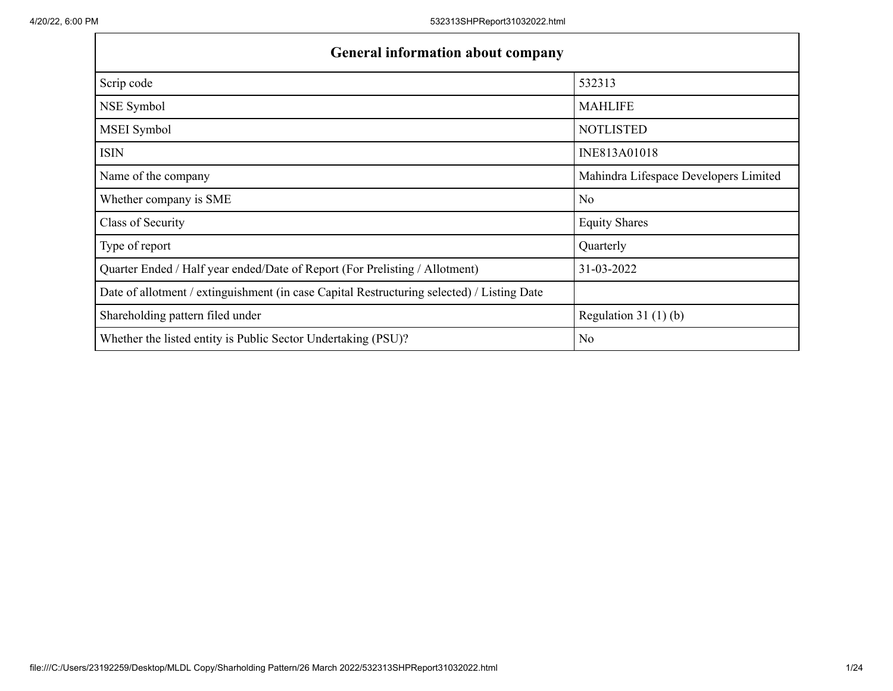| General information about company | |
|---|---|
| Scrip code | 532313 |
| NSE Symbol | MAHLIFE |
| MSEI Symbol | NOTLISTED |
| ISIN | INE813A01018 |
| Name of the company | Mahindra Lifespace Developers Limited |
| Whether company is SME | No |
| Class of Security | Equity Shares |
| Type of report | Quarterly |
| Quarter Ended / Half year ended/Date of Report (For Prelisting / Allotment) | 31-03-2022 |
| Date of allotment / extinguishment (in case Capital Restructuring selected) / Listing Date | |
| Shareholding pattern filed under | Regulation 31 (1) (b) |
| Whether the listed entity is Public Sector Undertaking (PSU)? | No |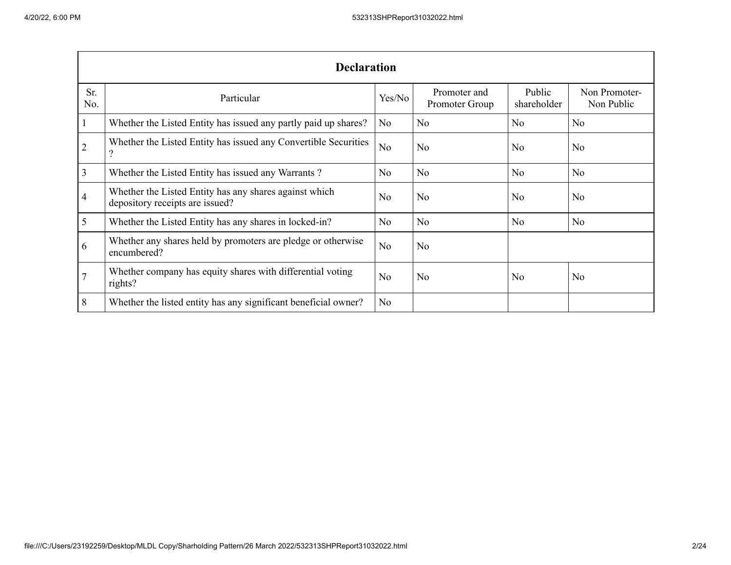| Declaration | | | | | |
|---|---|---|---|---|---|
| Sr. No. | Particular | Yes/No | Promoter and Promoter Group | Public shareholder | Non Promoter-Non Public |
| 1 | Whether the Listed Entity has issued any partly paid up shares? | No | No | No | No |
| 2 | Whether the Listed Entity has issued any Convertible Securities ? | No | No | No | No |
| 3 | Whether the Listed Entity has issued any Warrants ? | No | No | No | No |
| 4 | Whether the Listed Entity has any shares against which depository receipts are issued? | No | No | No | No |
| 5 | Whether the Listed Entity has any shares in locked-in? | No | No | No | No |
| 6 | Whether any shares held by promoters are pledge or otherwise encumbered? | No | No | | |
| 7 | Whether company has equity shares with differential voting rights? | No | No | No | No |
| 8 | Whether the listed entity has any significant beneficial owner? | No | | | |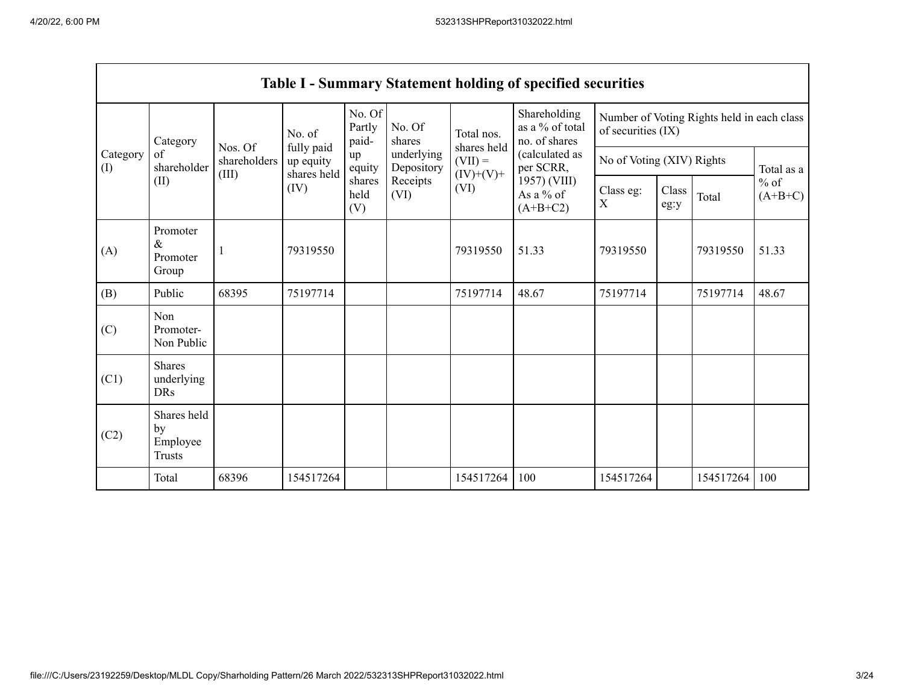## Table I - Summary Statement holding of specified securities

| Category (I) | Category of shareholder (II) | Nos. Of shareholders (III) | No. of fully paid up equity shares held (IV) | No. Of Partly paid-up equity shares held (V) | No. Of shares underlying Depository Receipts (VI) | Total nos. shares held (VII) = (IV)+(V)+ (VI) | Shareholding as a % of total no. of shares (calculated as per SCRR, 1957) (VIII) As a % of (A+B+C2) | Number of Voting Rights held in each class of securities (IX) | | | |
|---|---|---|---|---|---|---|---|---|---|---|---|
| | | | | | | | | No of Voting (XIV) Rights | | | Total as a % of (A+B+C) |
| | | | | | | | | Class eg: X | Class eg:y | Total | |
| (A) | Promoter & Promoter Group | 1 | 79319550 | | | 79319550 | 51.33 | 79319550 | | 79319550 | 51.33 |
| (B) | Public | 68395 | 75197714 | | | 75197714 | 48.67 | 75197714 | | 75197714 | 48.67 |
| (C) | Non Promoter- Non Public | | | | | | | | | | |
| (C1) | Shares underlying DRs | | | | | | | | | | |
| (C2) | Shares held by Employee Trusts | | | | | | | | | | |
| | Total | 68396 | 154517264 | | | 154517264 | 100 | 154517264 | | 154517264 | 100 |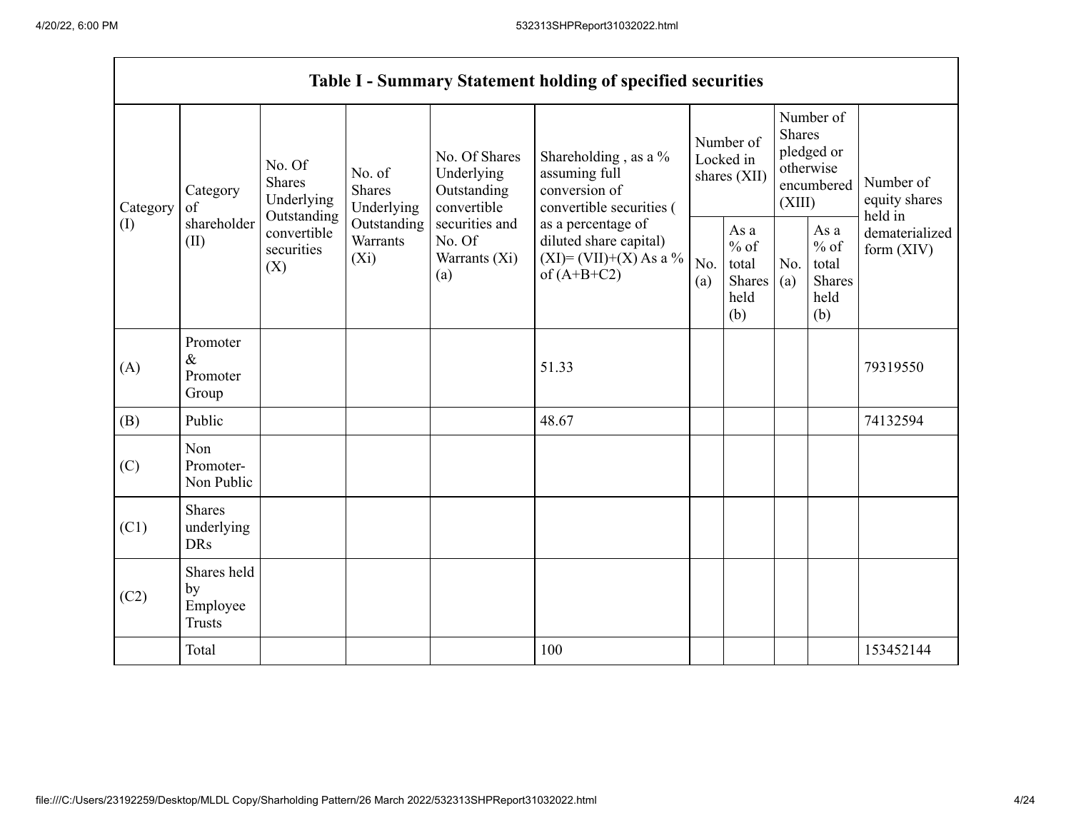| Table I - Summary Statement holding of specified securities | | | | | | | | | | |
|---|---|---|---|---|---|---|---|---|---|---|
| Category (I) | Category of shareholder (II) | No. Of Shares Underlying Outstanding convertible securities (X) | No. of Shares Underlying Outstanding Warrants (Xi) | No. Of Shares Underlying Outstanding convertible securities and No. Of Warrants (Xi) (a) | Shareholding , as a % assuming full conversion of convertible securities ( as a percentage of diluted share capital) (XI)= (VII)+(X) As a % of (A+B+C2) | Number of Locked in shares (XII) | | Number of Shares pledged or otherwise encumbered (XIII) | | Number of equity shares held in dematerialized form (XIV) |
| | | | | | | No. (a) | As a % of total Shares held (b) | No. (a) | As a % of total Shares held (b) | |
| (A) | Promoter & Promoter Group | | | | 51.33 | | | | | 79319550 |
| (B) | Public | | | | 48.67 | | | | | 74132594 |
| (C) | Non Promoter- Non Public | | | | | | | | | |
| (C1) | Shares underlying DRs | | | | | | | | | |
| (C2) | Shares held by Employee Trusts | | | | | | | | | |
| | Total | | | | 100 | | | | | 153452144 |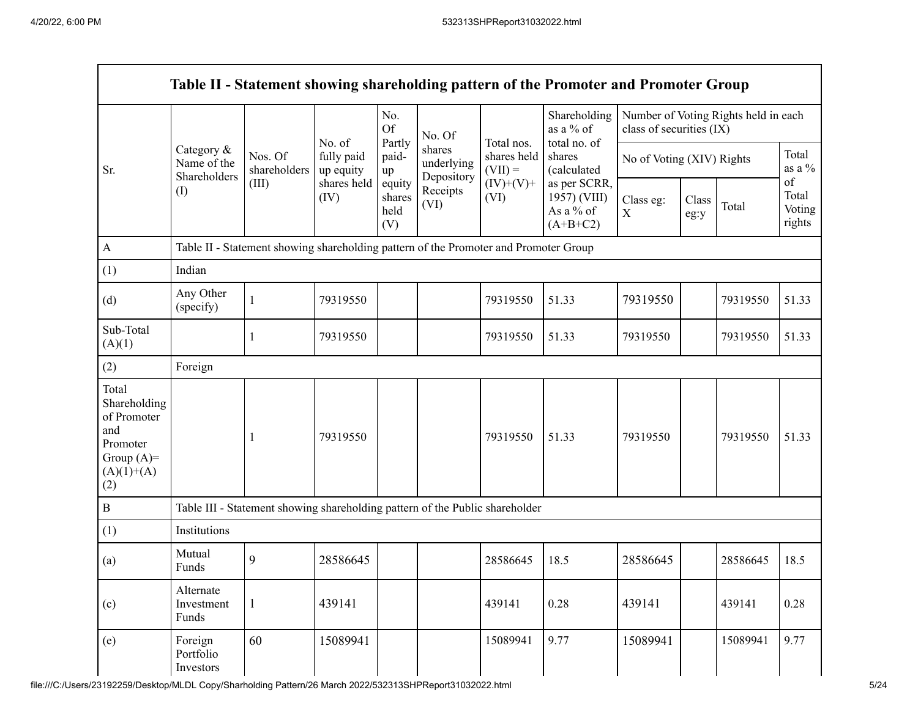| Table II - Statement showing shareholding pattern of the Promoter and Promoter Group | | | | | | | | | | | |
|---|---|---|---|---|---|---|---|---|---|---|---|
| Sr. | Category & Name of the Shareholders (I) | Nos. Of shareholders (III) | No. of fully paid up equity shares held (IV) | No. Of Partly paid-up equity shares held (V) | No. Of shares underlying Depository Receipts (VI) | Total nos. shares held (VII) = (IV)+(V)+ (VI) | Shareholding as a % of total no. of shares (calculated as per SCRR, 1957) (VIII) As a % of (A+B+C2) | Number of Voting Rights held in each class of securities (IX) | | | |
| | | | | | | | | No of Voting (XIV) Rights | | | Total as a % of Total Voting rights |
| | | | | | | | | Class eg: X | Class eg:y | Total | |
| A | Table II - Statement showing shareholding pattern of the Promoter and Promoter Group | | | | | | | | | | |
| (1) | Indian | | | | | | | | | | |
| (d) | Any Other (specify) | 1 | 79319550 | | | 79319550 | 51.33 | 79319550 | | 79319550 | 51.33 |
| Sub-Total (A)(1) | | 1 | 79319550 | | | 79319550 | 51.33 | 79319550 | | 79319550 | 51.33 |
| (2) | Foreign | | | | | | | | | | |
| Total Shareholding of Promoter and Promoter Group (A)=(A)(1)+(A)(2) | | 1 | 79319550 | | | 79319550 | 51.33 | 79319550 | | 79319550 | 51.33 |
| B | Table III - Statement showing shareholding pattern of the Public shareholder | | | | | | | | | | |
| (1) | Institutions | | | | | | | | | | |
| (a) | Mutual Funds | 9 | 28586645 | | | 28586645 | 18.5 | 28586645 | | 28586645 | 18.5 |
| (c) | Alternate Investment Funds | 1 | 439141 | | | 439141 | 0.28 | 439141 | | 439141 | 0.28 |
| (e) | Foreign Portfolio Investors | 60 | 15089941 | | | 15089941 | 9.77 | 15089941 | | 15089941 | 9.77 |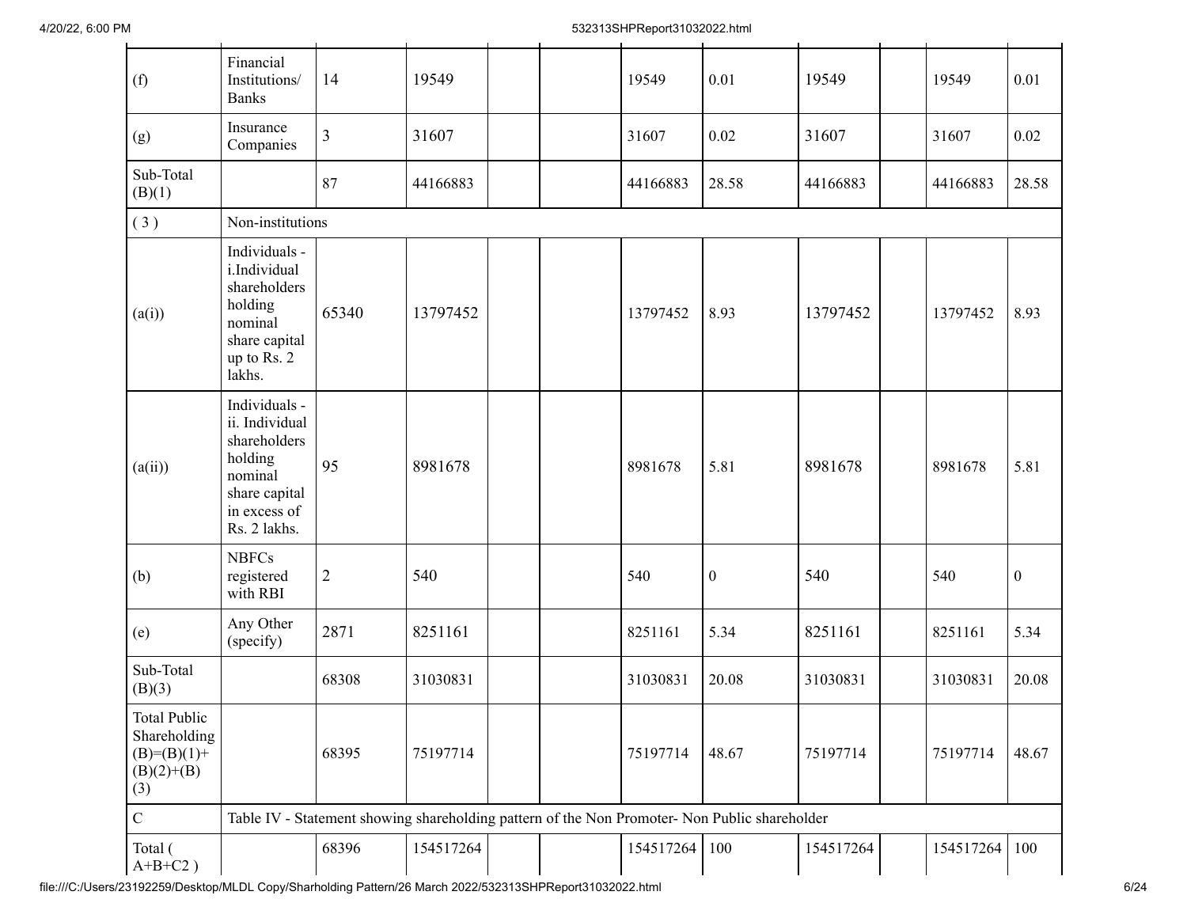| (f) | Financial Institutions/ Banks | 14 | 19549 | | | 19549 | 0.01 | 19549 | | 19549 | 0.01 |
|---|---|---|---|---|---|---|---|---|---|---|---|
| (g) | Insurance Companies | 3 | 31607 | | | 31607 | 0.02 | 31607 | | 31607 | 0.02 |
| Sub-Total (B)(1) | | 87 | 44166883 | | | 44166883 | 28.58 | 44166883 | | 44166883 | 28.58 |
| ( 3 ) | Non-institutions | | | | | | | | | | |
| (a(i)) | Individuals - i.Individual shareholders holding nominal share capital up to Rs. 2 lakhs. | 65340 | 13797452 | | | 13797452 | 8.93 | 13797452 | | 13797452 | 8.93 |
| (a(ii)) | Individuals - ii. Individual shareholders holding nominal share capital in excess of Rs. 2 lakhs. | 95 | 8981678 | | | 8981678 | 5.81 | 8981678 | | 8981678 | 5.81 |
| (b) | NBFCs registered with RBI | 2 | 540 | | | 540 | 0 | 540 | | 540 | 0 |
| (e) | Any Other (specify) | 2871 | 8251161 | | | 8251161 | 5.34 | 8251161 | | 8251161 | 5.34 |
| Sub-Total (B)(3) | | 68308 | 31030831 | | | 31030831 | 20.08 | 31030831 | | 31030831 | 20.08 |
| Total Public Shareholding (B)=(B)(1)+(B)(2)+(B)(3) | | 68395 | 75197714 | | | 75197714 | 48.67 | 75197714 | | 75197714 | 48.67 |
| C | Table IV - Statement showing shareholding pattern of the Non Promoter- Non Public shareholder | | | | | | | | | | |
| Total ( A+B+C2 ) | | 68396 | 154517264 | | | 154517264 | 100 | 154517264 | | 154517264 | 100 |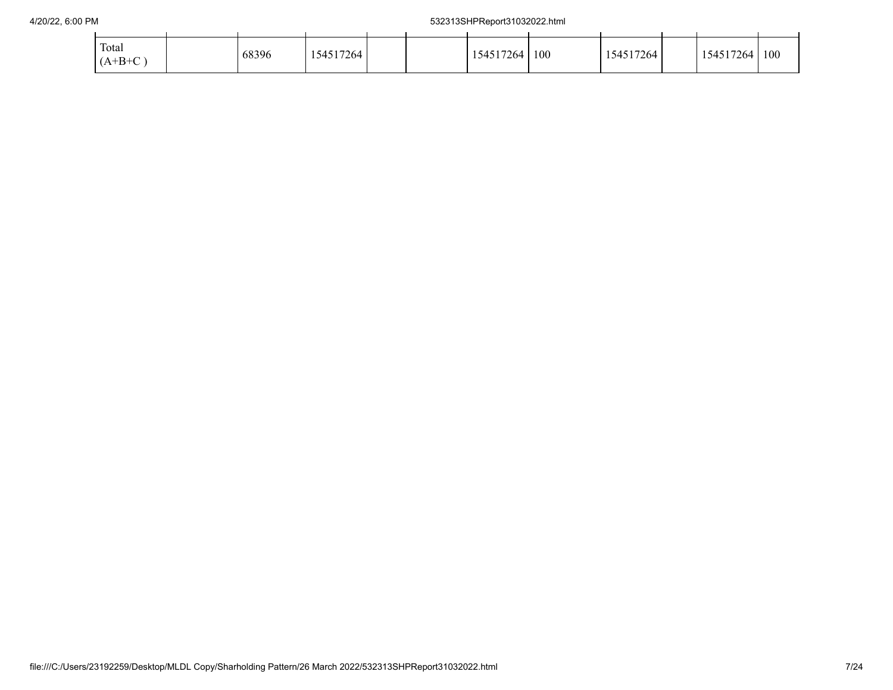| | | | | | | | | | | | |
|---|---|---|---|---|---|---|---|---|---|---|---|
| Total (A+B+C ) | | 68396 | 154517264 | | | 154517264 | 100 | 154517264 | | 154517264 | 100 |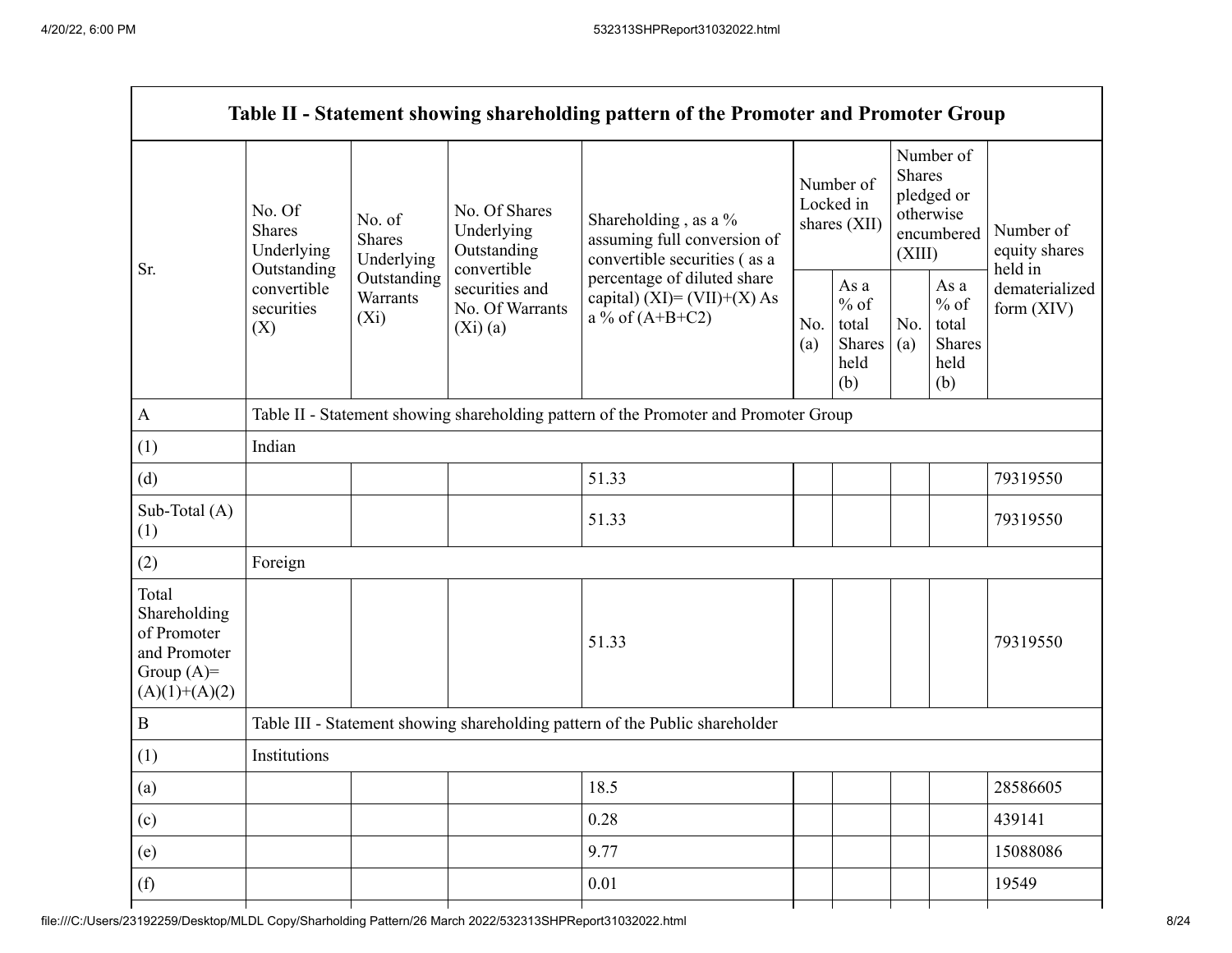| Table II - Statement showing shareholding pattern of the Promoter and Promoter Group | | | | | | | | | |
|---|---|---|---|---|---|---|---|---|---|
| Sr. | No. Of Shares Underlying Outstanding convertible securities (X) | No. of Shares Underlying Outstanding Warrants (Xi) | No. Of Shares Underlying Outstanding convertible securities and No. Of Warrants (Xi) (a) | Shareholding , as a % assuming full conversion of convertible securities ( as a percentage of diluted share capital) (XI)= (VII)+(X) As a % of (A+B+C2) | Number of Locked in shares (XII) | | Number of Shares pledged or otherwise encumbered (XIII) | | Number of equity shares held in dematerialized form (XIV) |
| | | | | | No. (a) | As a % of total Shares held (b) | No. (a) | As a % of total Shares held (b) | |
| A | Table II - Statement showing shareholding pattern of the Promoter and Promoter Group | | | | | | | | |
| (1) | Indian | | | | | | | | |
| (d) | | | | 51.33 | | | | | 79319550 |
| Sub-Total (A) (1) | | | | 51.33 | | | | | 79319550 |
| (2) | Foreign | | | | | | | | |
| Total Shareholding of Promoter and Promoter Group (A)= (A)(1)+(A)(2) | | | | 51.33 | | | | | 79319550 |
| B | Table III - Statement showing shareholding pattern of the Public shareholder | | | | | | | | |
| (1) | Institutions | | | | | | | | |
| (a) | | | | 18.5 | | | | | 28586605 |
| (c) | | | | 0.28 | | | | | 439141 |
| (e) | | | | 9.77 | | | | | 15088086 |
| (f) | | | | 0.01 | | | | | 19549 |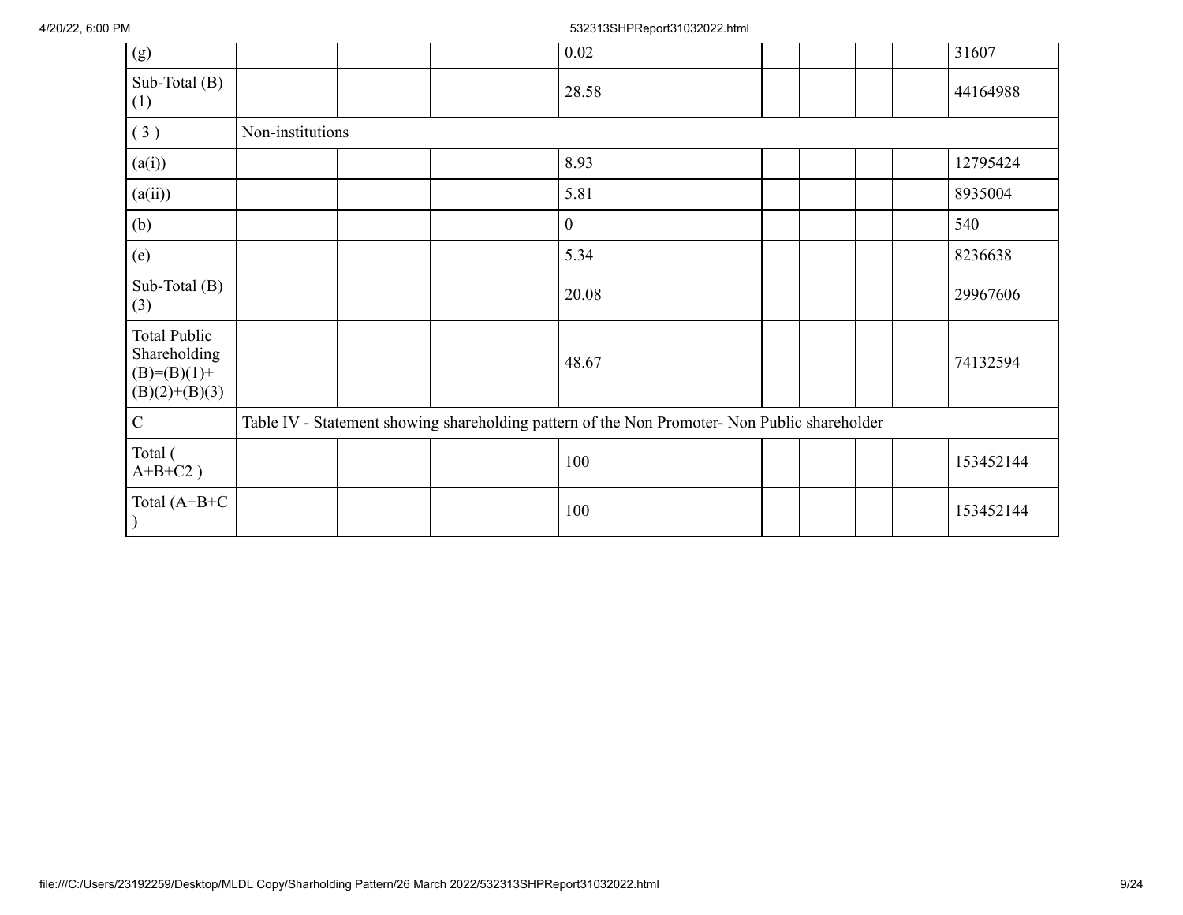| (g) | | | 0.02 | | | | | 31607 |
|---|---|---|---|---|---|---|---|---|
| Sub-Total (B)(1) | | | 28.58 | | | | | 44164988 |
| ( 3 ) | Non-institutions | | | | | | | |
| (a(i)) | | | 8.93 | | | | | 12795424 |
| (a(ii)) | | | 5.81 | | | | | 8935004 |
| (b) | | | 0 | | | | | 540 |
| (e) | | | 5.34 | | | | | 8236638 |
| Sub-Total (B)(3) | | | 20.08 | | | | | 29967606 |
| Total Public Shareholding (B)=(B)(1)+(B)(2)+(B)(3) | | | 48.67 | | | | | 74132594 |
| C | Table IV - Statement showing shareholding pattern of the Non Promoter- Non Public shareholder | | | | | | | |
| Total ( A+B+C2 ) | | | 100 | | | | | 153452144 |
| Total (A+B+C ) | | | 100 | | | | | 153452144 |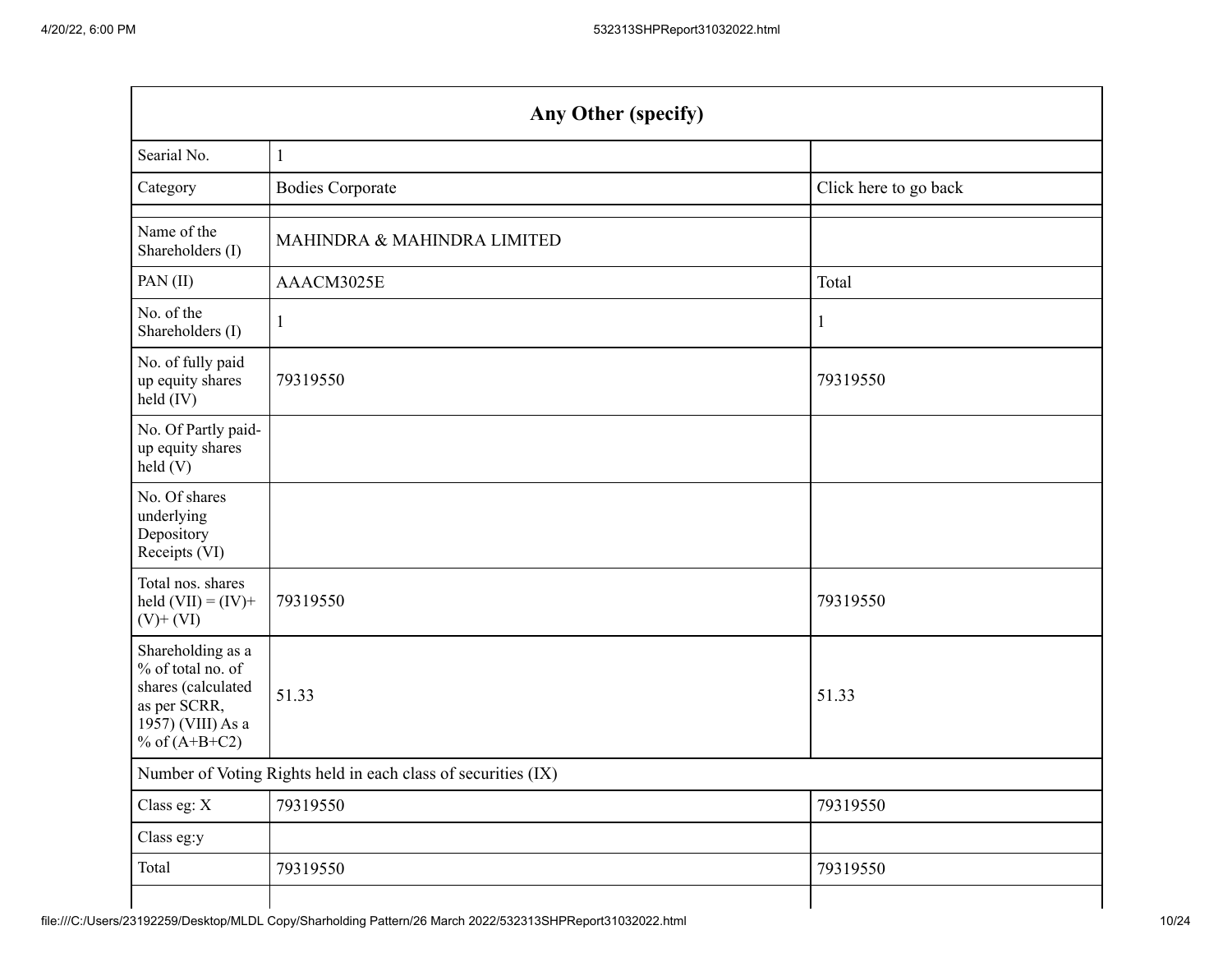| Any Other (specify) | | |
|---|---|---|
| Searial No. | 1 | |
| Category | Bodies Corporate | Click here to go back |
| | | |
| Name of the Shareholders (I) | MAHINDRA & MAHINDRA LIMITED | |
| PAN (II) | AAACM3025E | Total |
| No. of the Shareholders (I) | 1 | 1 |
| No. of fully paid up equity shares held (IV) | 79319550 | 79319550 |
| No. Of Partly paid-up equity shares held (V) | | |
| No. Of shares underlying Depository Receipts (VI) | | |
| Total nos. shares held (VII) = (IV)+ (V)+ (VI) | 79319550 | 79319550 |
| Shareholding as a % of total no. of shares (calculated as per SCRR, 1957) (VIII) As a % of (A+B+C2) | 51.33 | 51.33 |
| Number of Voting Rights held in each class of securities (IX) | | |
| Class eg: X | 79319550 | 79319550 |
| Class eg:y | | |
| Total | 79319550 | 79319550 |
| | | |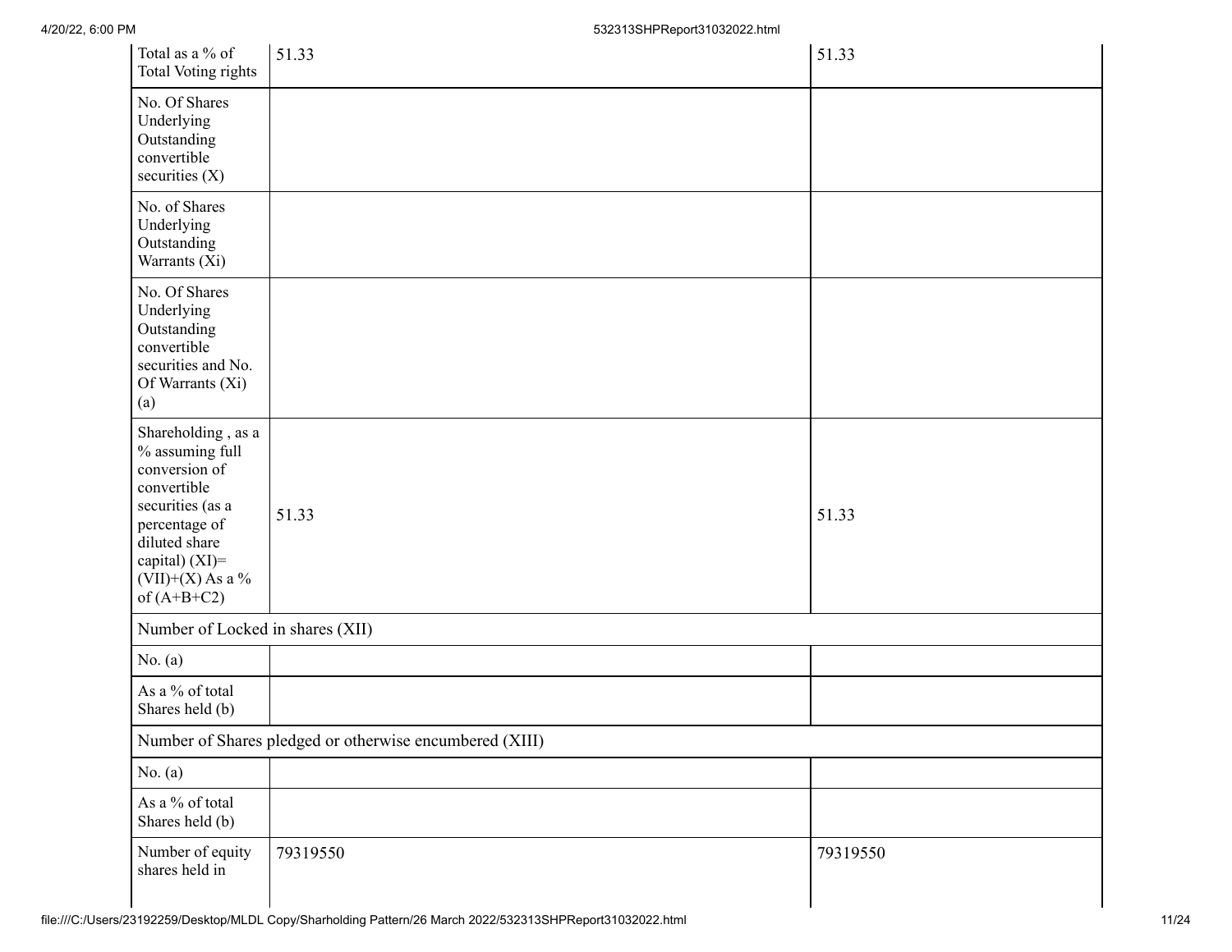| Total as a % of Total Voting rights | 51.33 | 51.33 |
|---|---|---|
| No. Of Shares Underlying Outstanding convertible securities (X) | | |
| No. of Shares Underlying Outstanding Warrants (Xi) | | |
| No. Of Shares Underlying Outstanding convertible securities and No. Of Warrants (Xi) (a) | | |
| Shareholding , as a % assuming full conversion of convertible securities (as a percentage of diluted share capital) (XI)= (VII)+(X) As a % of (A+B+C2) | 51.33 | 51.33 |
| Number of Locked in shares (XII) | | |
| No. (a) | | |
| As a % of total Shares held (b) | | |
| Number of Shares pledged or otherwise encumbered (XIII) | | |
| No. (a) | | |
| As a % of total Shares held (b) | | |
| Number of equity shares held in | 79319550 | 79319550 |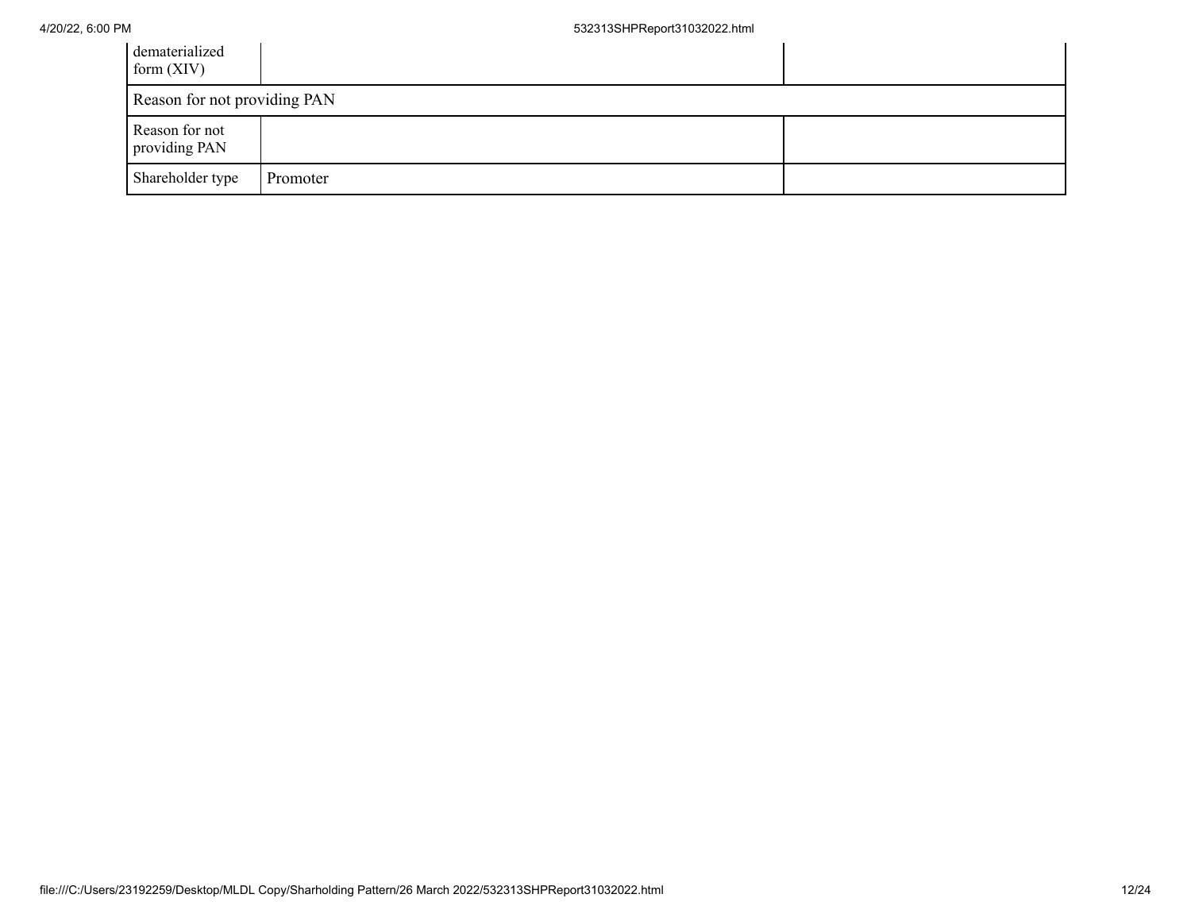| | | |
|---|---|---|
| dematerialized form (XIV) | | |
| Reason for not providing PAN | | |
| Reason for not providing PAN | | |
| Shareholder type | Promoter | |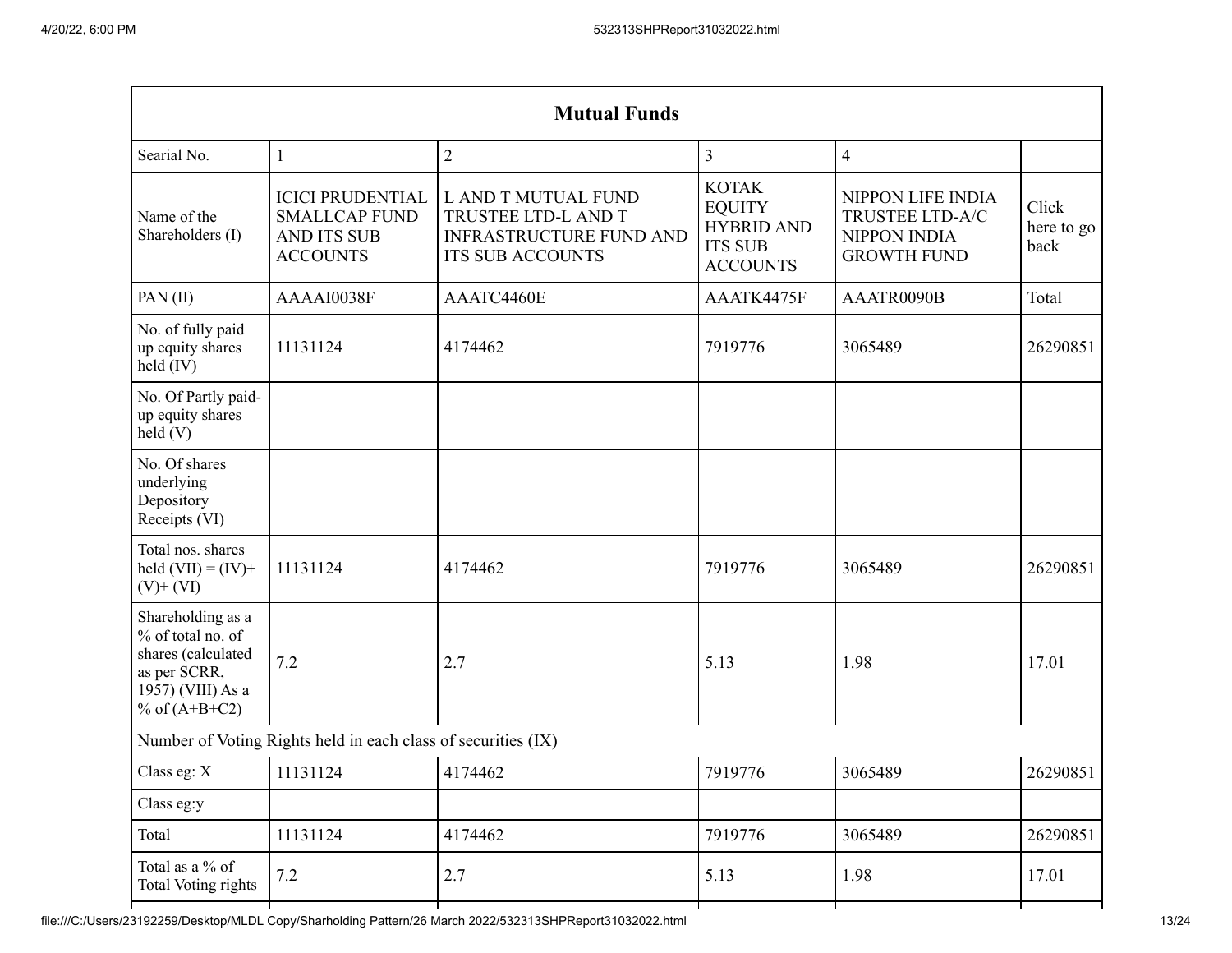| Mutual Funds | | | | | |
|---|---|---|---|---|---|
| Searial No. | 1 | 2 | 3 | 4 | |
| Name of the Shareholders (I) | ICICI PRUDENTIAL SMALLCAP FUND AND ITS SUB ACCOUNTS | L AND T MUTUAL FUND TRUSTEE LTD-L AND T INFRASTRUCTURE FUND AND ITS SUB ACCOUNTS | KOTAK EQUITY HYBRID AND ITS SUB ACCOUNTS | NIPPON LIFE INDIA TRUSTEE LTD-A/C NIPPON INDIA GROWTH FUND | Click here to go back |
| PAN (II) | AAAAI0038F | AAATC4460E | AAATK4475F | AAATR0090B | Total |
| No. of fully paid up equity shares held (IV) | 11131124 | 4174462 | 7919776 | 3065489 | 26290851 |
| No. Of Partly paid-up equity shares held (V) | | | | | |
| No. Of shares underlying Depository Receipts (VI) | | | | | |
| Total nos. shares held (VII) = (IV)+ (V)+ (VI) | 11131124 | 4174462 | 7919776 | 3065489 | 26290851 |
| Shareholding as a % of total no. of shares (calculated as per SCRR, 1957) (VIII) As a % of (A+B+C2) | 7.2 | 2.7 | 5.13 | 1.98 | 17.01 |
| Number of Voting Rights held in each class of securities (IX) | | | | | |
| Class eg: X | 11131124 | 4174462 | 7919776 | 3065489 | 26290851 |
| Class eg:y | | | | | |
| Total | 11131124 | 4174462 | 7919776 | 3065489 | 26290851 |
| Total as a % of Total Voting rights | 7.2 | 2.7 | 5.13 | 1.98 | 17.01 |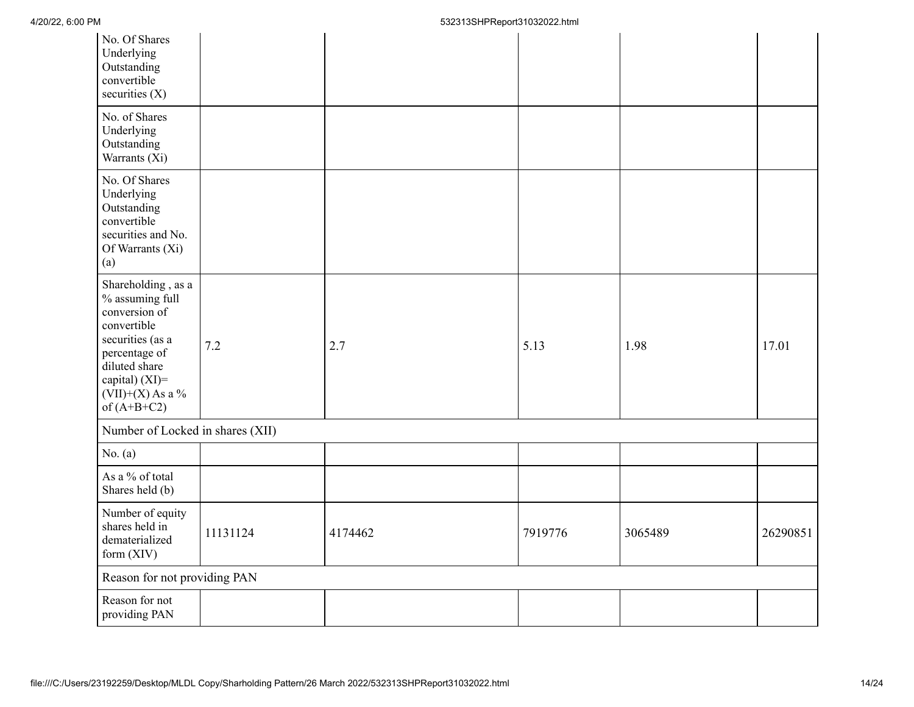| No. Of Shares Underlying Outstanding convertible securities (X) | | | | | |
|---|---|---|---|---|---|
| No. of Shares Underlying Outstanding Warrants (Xi) | | | | | |
| No. Of Shares Underlying Outstanding convertible securities and No. Of Warrants (Xi) (a) | | | | | |
| Shareholding , as a % assuming full conversion of convertible securities (as a percentage of diluted share capital) (XI)= (VII)+(X) As a % of (A+B+C2) | 7.2 | 2.7 | 5.13 | 1.98 | 17.01 |
| Number of Locked in shares (XII) | | | | | |
| No. (a) | | | | | |
| As a % of total Shares held (b) | | | | | |
| Number of equity shares held in dematerialized form (XIV) | 11131124 | 4174462 | 7919776 | 3065489 | 26290851 |
| Reason for not providing PAN | | | | | |
| Reason for not providing PAN | | | | | |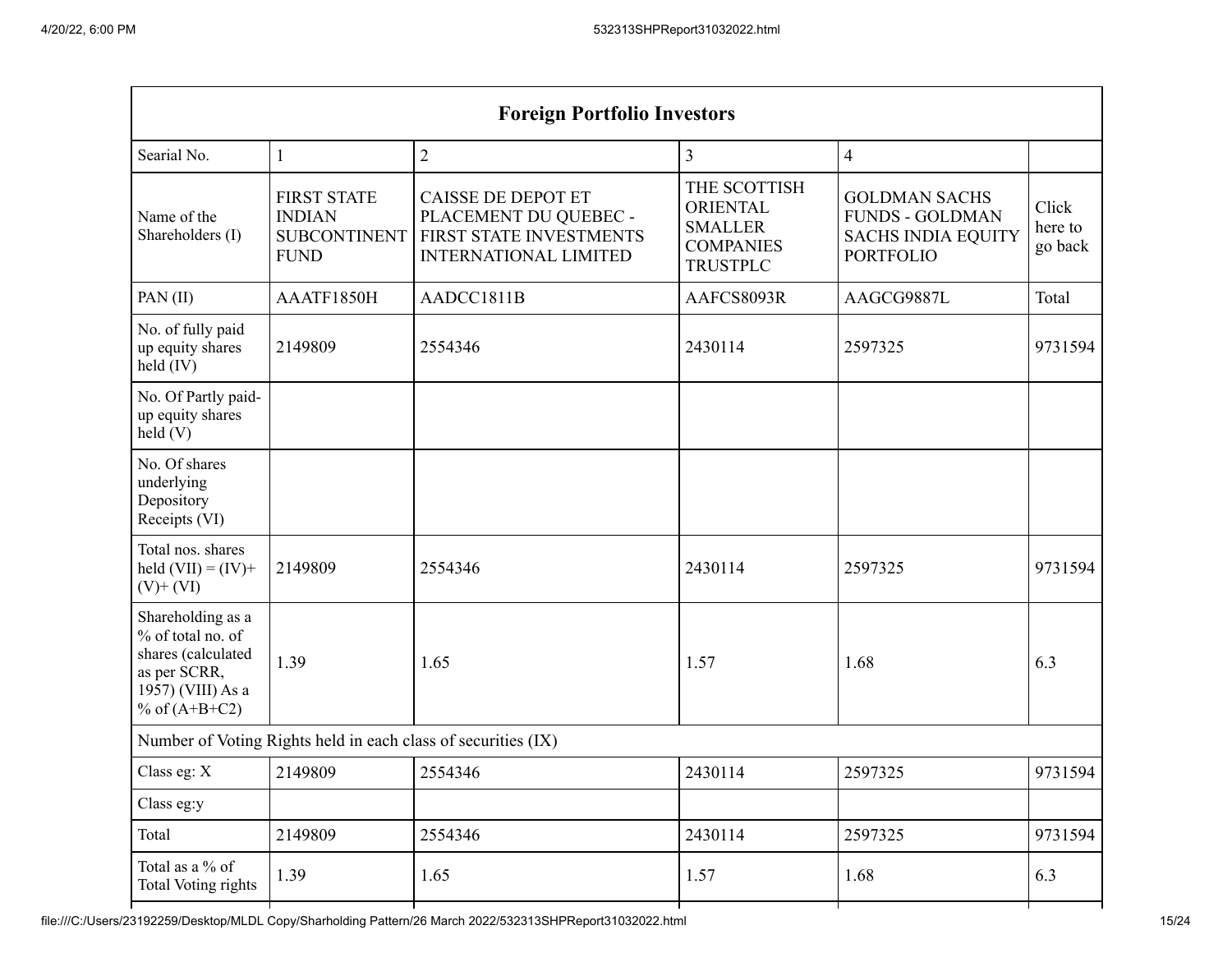| Foreign Portfolio Investors | | | | | |
|---|---|---|---|---|---|
| Searial No. | 1 | 2 | 3 | 4 | |
| Name of the Shareholders (I) | FIRST STATE INDIAN SUBCONTINENT FUND | CAISSE DE DEPOT ET PLACEMENT DU QUEBEC - FIRST STATE INVESTMENTS INTERNATIONAL LIMITED | THE SCOTTISH ORIENTAL SMALLER COMPANIES TRUSTPLC | GOLDMAN SACHS FUNDS - GOLDMAN SACHS INDIA EQUITY PORTFOLIO | Click here to go back |
| PAN (II) | AAATF1850H | AADCC1811B | AAFCS8093R | AAGCG9887L | Total |
| No. of fully paid up equity shares held (IV) | 2149809 | 2554346 | 2430114 | 2597325 | 9731594 |
| No. Of Partly paid-up equity shares held (V) | | | | | |
| No. Of shares underlying Depository Receipts (VI) | | | | | |
| Total nos. shares held (VII) = (IV)+ (V)+ (VI) | 2149809 | 2554346 | 2430114 | 2597325 | 9731594 |
| Shareholding as a % of total no. of shares (calculated as per SCRR, 1957) (VIII) As a % of (A+B+C2) | 1.39 | 1.65 | 1.57 | 1.68 | 6.3 |
| Number of Voting Rights held in each class of securities (IX) | | | | | |
| Class eg: X | 2149809 | 2554346 | 2430114 | 2597325 | 9731594 |
| Class eg:y | | | | | |
| Total | 2149809 | 2554346 | 2430114 | 2597325 | 9731594 |
| Total as a % of Total Voting rights | 1.39 | 1.65 | 1.57 | 1.68 | 6.3 |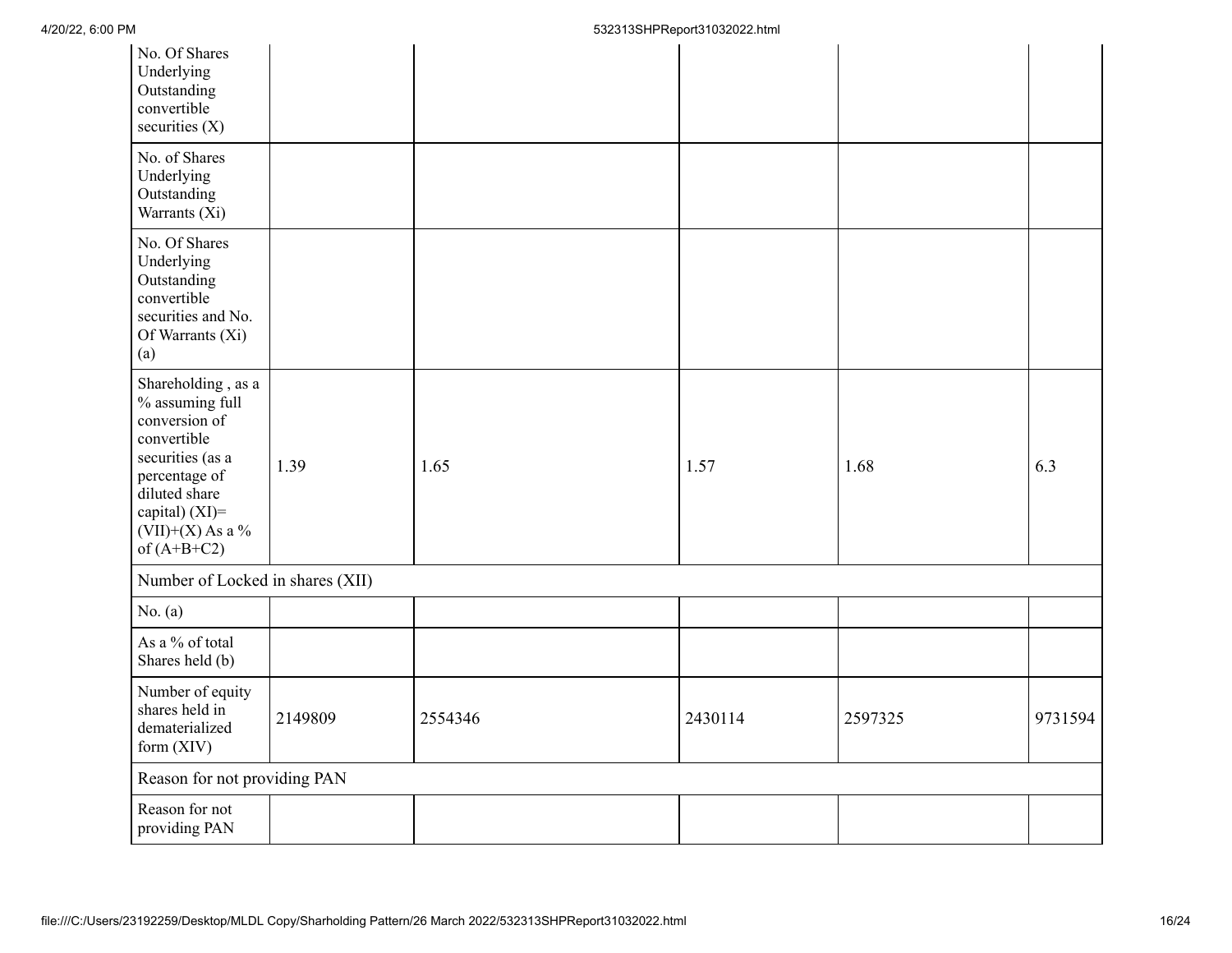| | | | | | |
|---|---|---|---|---|---|
| No. Of Shares Underlying Outstanding convertible securities (X) | | | | | |
| No. of Shares Underlying Outstanding Warrants (Xi) | | | | | |
| No. Of Shares Underlying Outstanding convertible securities and No. Of Warrants (Xi) (a) | | | | | |
| Shareholding , as a % assuming full conversion of convertible securities (as a percentage of diluted share capital) (XI)= (VII)+(X) As a % of (A+B+C2) | 1.39 | 1.65 | 1.57 | 1.68 | 6.3 |
| Number of Locked in shares (XII) | | | | | |
| No. (a) | | | | | |
| As a % of total Shares held (b) | | | | | |
| Number of equity shares held in dematerialized form (XIV) | 2149809 | 2554346 | 2430114 | 2597325 | 9731594 |
| Reason for not providing PAN | | | | | |
| Reason for not providing PAN | | | | | |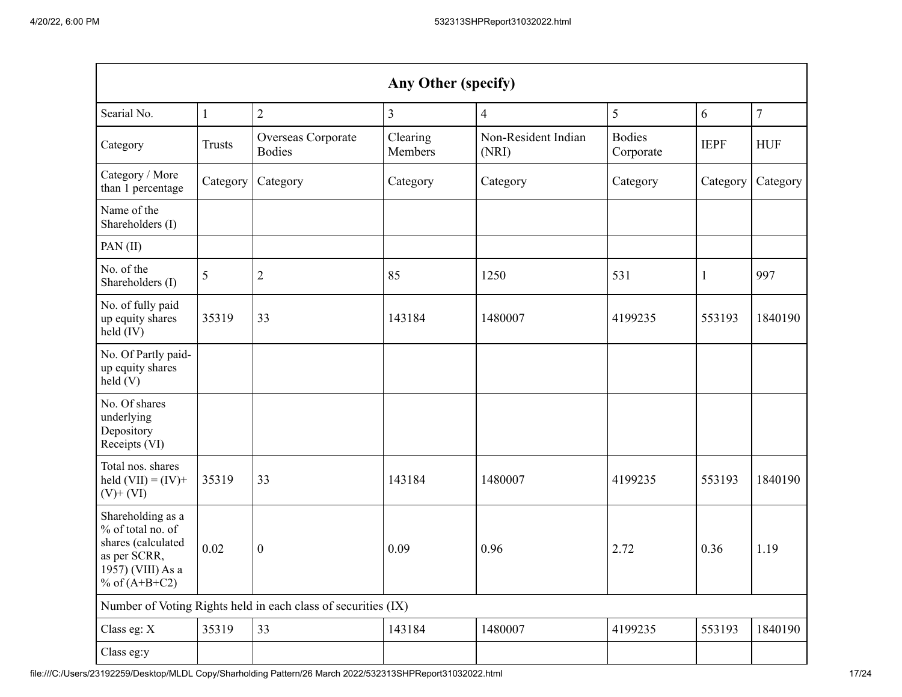| Any Other (specify) | | | | | | | |
|---|---|---|---|---|---|---|---|
| Searial No. | 1 | 2 | 3 | 4 | 5 | 6 | 7 |
| Category | Trusts | Overseas Corporate Bodies | Clearing Members | Non-Resident Indian (NRI) | Bodies Corporate | IEPF | HUF |
| Category / More than 1 percentage | Category | Category | Category | Category | Category | Category | Category |
| Name of the Shareholders (I) | | | | | | | |
| PAN (II) | | | | | | | |
| No. of the Shareholders (I) | 5 | 2 | 85 | 1250 | 531 | 1 | 997 |
| No. of fully paid up equity shares held (IV) | 35319 | 33 | 143184 | 1480007 | 4199235 | 553193 | 1840190 |
| No. Of Partly paid-up equity shares held (V) | | | | | | | |
| No. Of shares underlying Depository Receipts (VI) | | | | | | | |
| Total nos. shares held (VII) = (IV)+ (V)+ (VI) | 35319 | 33 | 143184 | 1480007 | 4199235 | 553193 | 1840190 |
| Shareholding as a % of total no. of shares (calculated as per SCRR, 1957) (VIII) As a % of (A+B+C2) | 0.02 | 0 | 0.09 | 0.96 | 2.72 | 0.36 | 1.19 |
| Number of Voting Rights held in each class of securities (IX) | | | | | | | |
| Class eg: X | 35319 | 33 | 143184 | 1480007 | 4199235 | 553193 | 1840190 |
| Class eg:y | | | | | | | |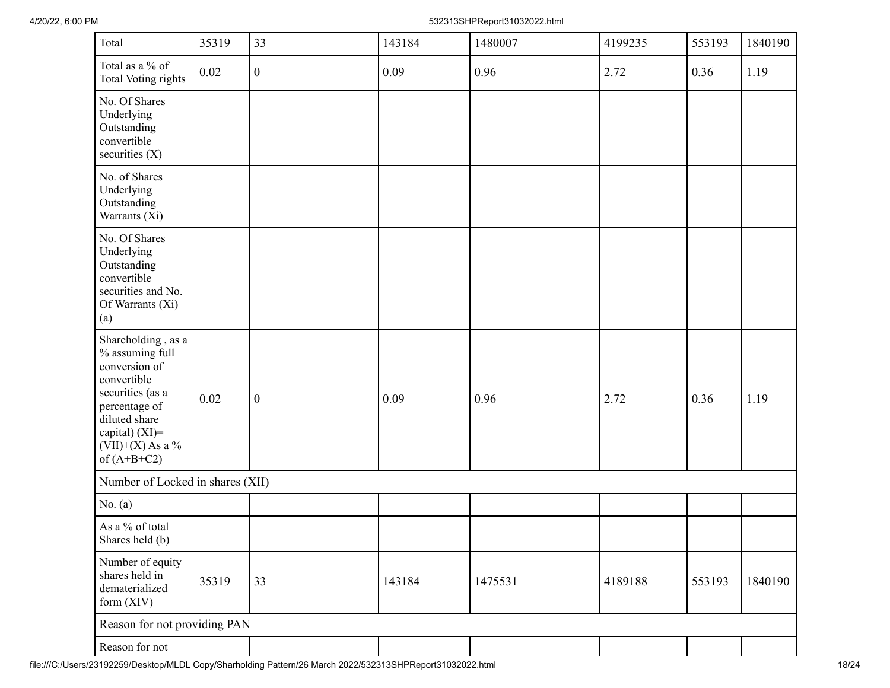| Total | 35319 | 33 | 143184 | 1480007 | 4199235 | 553193 | 1840190 |
|---|---|---|---|---|---|---|---|
| Total as a % of Total Voting rights | 0.02 | 0 | 0.09 | 0.96 | 2.72 | 0.36 | 1.19 |
| No. Of Shares Underlying Outstanding convertible securities (X) | | | | | | | |
| No. of Shares Underlying Outstanding Warrants (Xi) | | | | | | | |
| No. Of Shares Underlying Outstanding convertible securities and No. Of Warrants (Xi) (a) | | | | | | | |
| Shareholding , as a % assuming full conversion of convertible securities (as a percentage of diluted share capital) (XI)= (VII)+(X) As a % of (A+B+C2) | 0.02 | 0 | 0.09 | 0.96 | 2.72 | 0.36 | 1.19 |
| Number of Locked in shares (XII) | | | | | | | |
| No. (a) | | | | | | | |
| As a % of total Shares held (b) | | | | | | | |
| Number of equity shares held in dematerialized form (XIV) | 35319 | 33 | 143184 | 1475531 | 4189188 | 553193 | 1840190 |
| Reason for not providing PAN | | | | | | | |
| Reason for not | | | | | | | |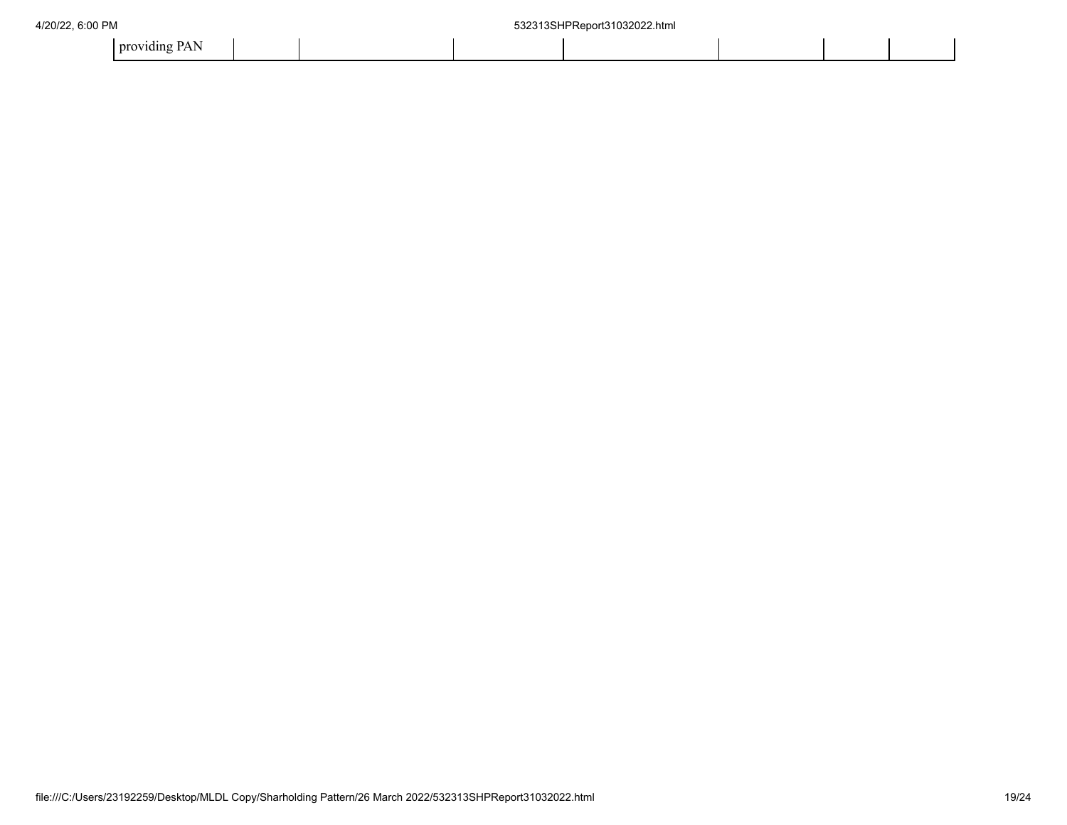| providing PAN | | | | | | | |
| --- | --- | --- | --- | --- | --- | --- | --- |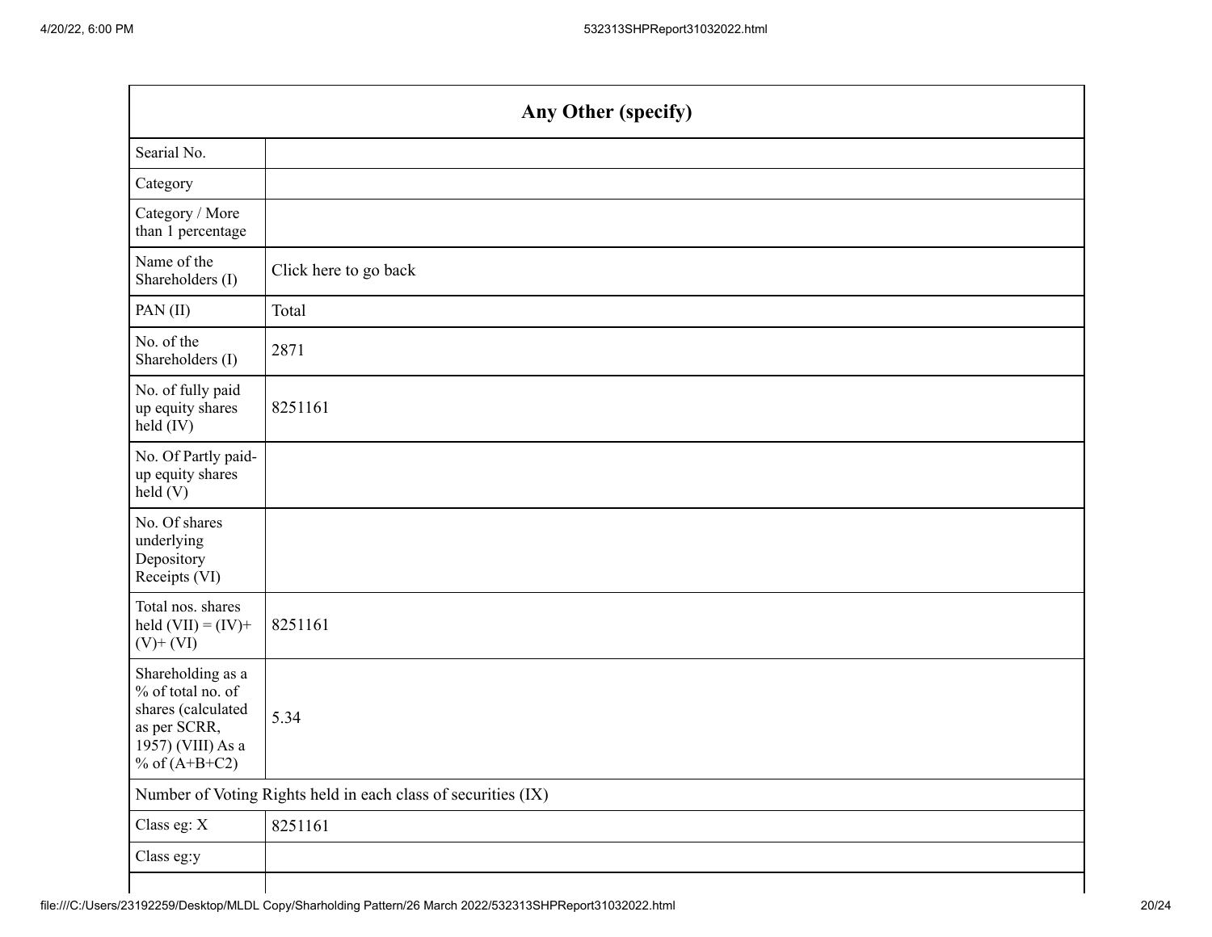| Any Other (specify) | |
|---|---|
| Searial No. | |
| Category | |
| Category / More than 1 percentage | |
| Name of the Shareholders (I) | Click here to go back |
| PAN (II) | Total |
| No. of the Shareholders (I) | 2871 |
| No. of fully paid up equity shares held (IV) | 8251161 |
| No. Of Partly paid-up equity shares held (V) | |
| No. Of shares underlying Depository Receipts (VI) | |
| Total nos. shares held (VII) = (IV)+ (V)+ (VI) | 8251161 |
| Shareholding as a % of total no. of shares (calculated as per SCRR, 1957) (VIII) As a % of (A+B+C2) | 5.34 |
| Number of Voting Rights held in each class of securities (IX) | |
| Class eg: X | 8251161 |
| Class eg:y | |
| | |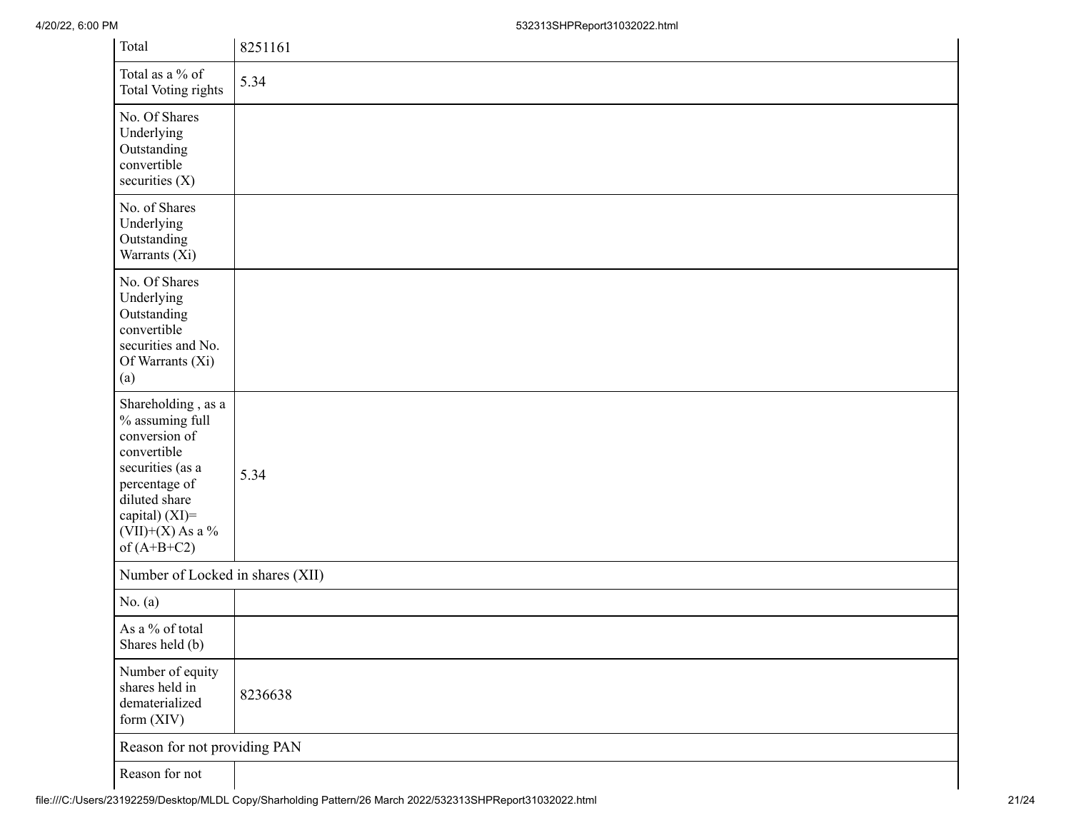| | |
|---|---|
| Total | 8251161 |
| Total as a % of Total Voting rights | 5.34 |
| No. Of Shares Underlying Outstanding convertible securities (X) | |
| No. of Shares Underlying Outstanding Warrants (Xi) | |
| No. Of Shares Underlying Outstanding convertible securities and No. Of Warrants (Xi) (a) | |
| Shareholding , as a % assuming full conversion of convertible securities (as a percentage of diluted share capital) (XI)= (VII)+(X) As a % of (A+B+C2) | 5.34 |
| Number of Locked in shares (XII) | |
| No. (a) | |
| As a % of total Shares held (b) | |
| Number of equity shares held in dematerialized form (XIV) | 8236638 |
| Reason for not providing PAN | |
| Reason for not | |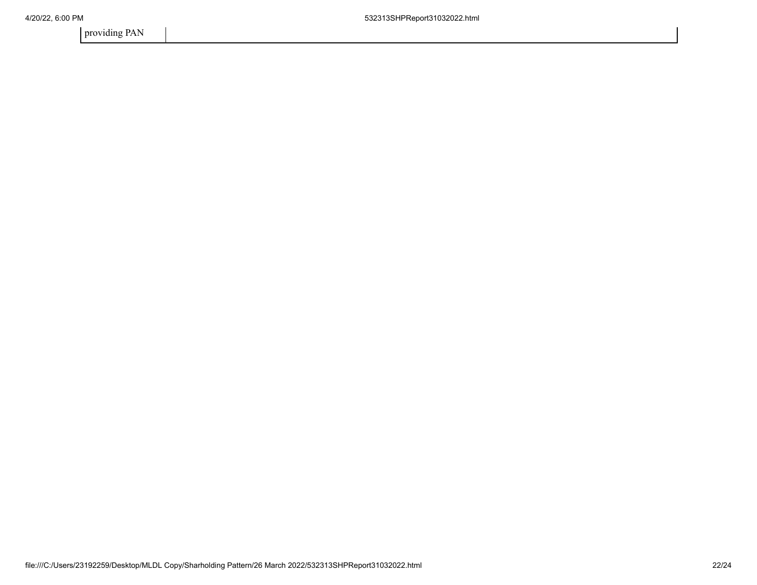| providing PAN | |
|---|---|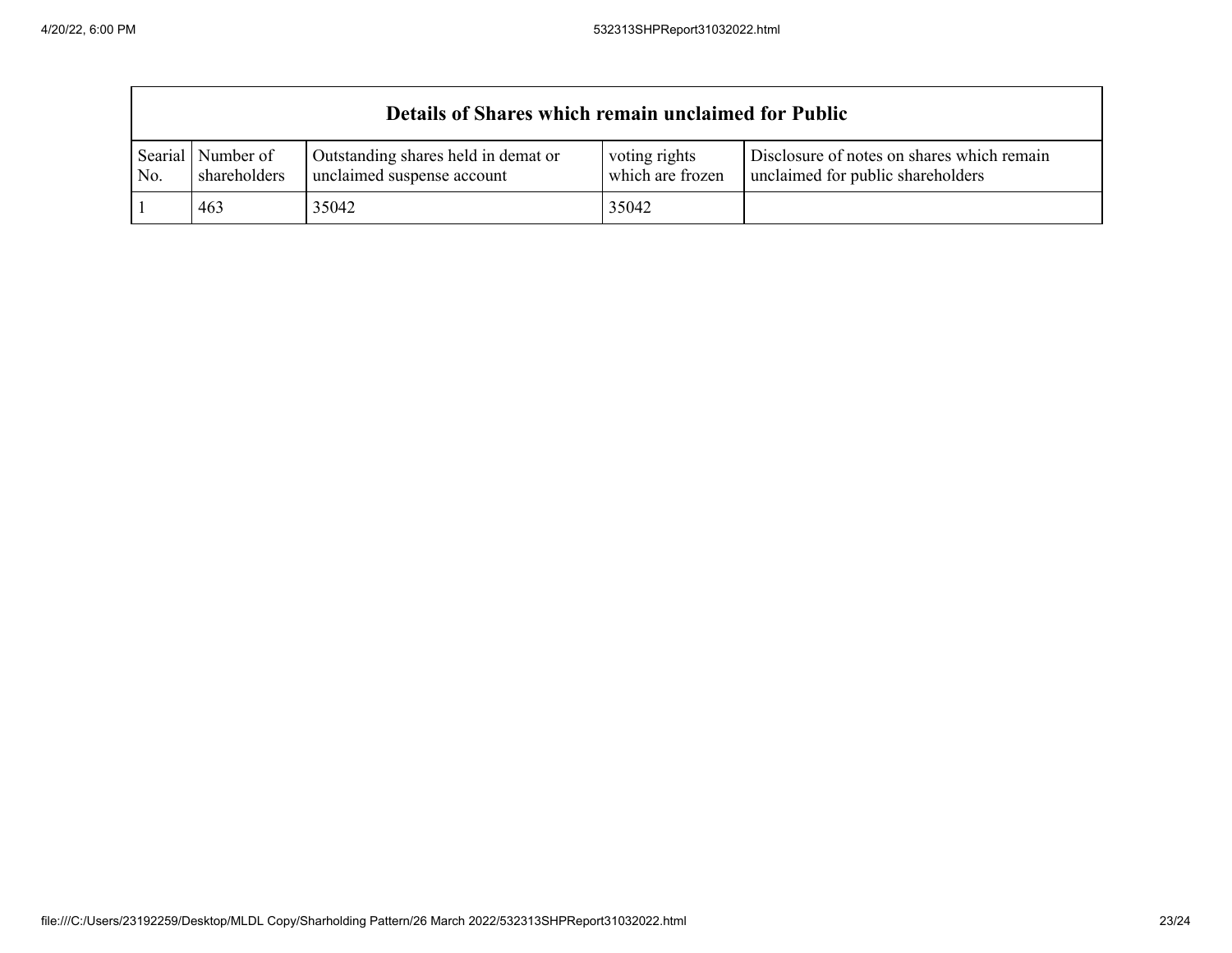| Details of Shares which remain unclaimed for Public | | | | |
|---|---|---|---|---|
| Searial No. | Number of shareholders | Outstanding shares held in demat or unclaimed suspense account | voting rights which are frozen | Disclosure of notes on shares which remain unclaimed for public shareholders |
| 1 | 463 | 35042 | 35042 | |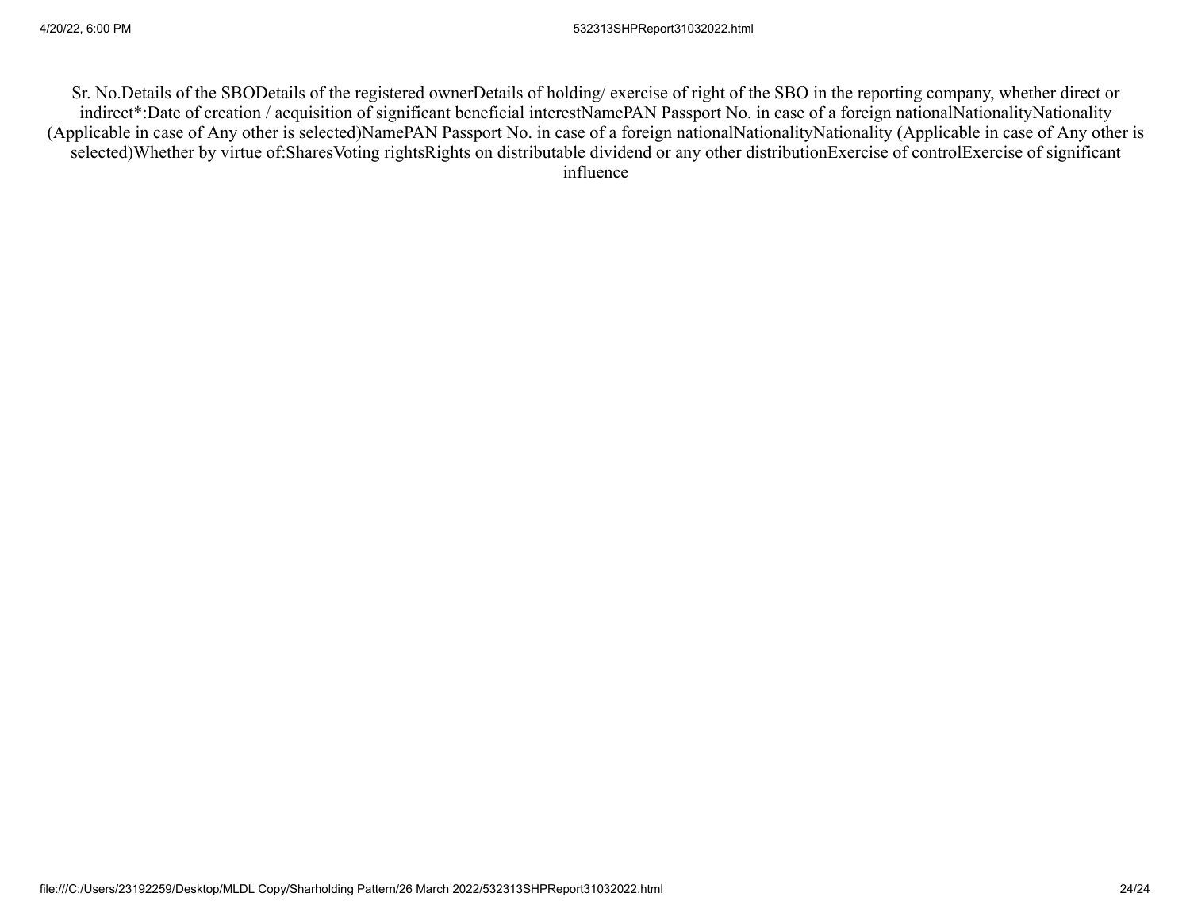Sr. No.Details of the SBODetails of the registered ownerDetails of holding/ exercise of right of the SBO in the reporting company, whether direct or indirect*:Date of creation / acquisition of significant beneficial interestNamePAN Passport No. in case of a foreign nationalNationalityNationality (Applicable in case of Any other is selected)NamePAN Passport No. in case of a foreign nationalNationalityNationality (Applicable in case of Any other is selected)Whether by virtue of:SharesVoting rightsRights on distributable dividend or any other distributionExercise of controlExercise of significant influence